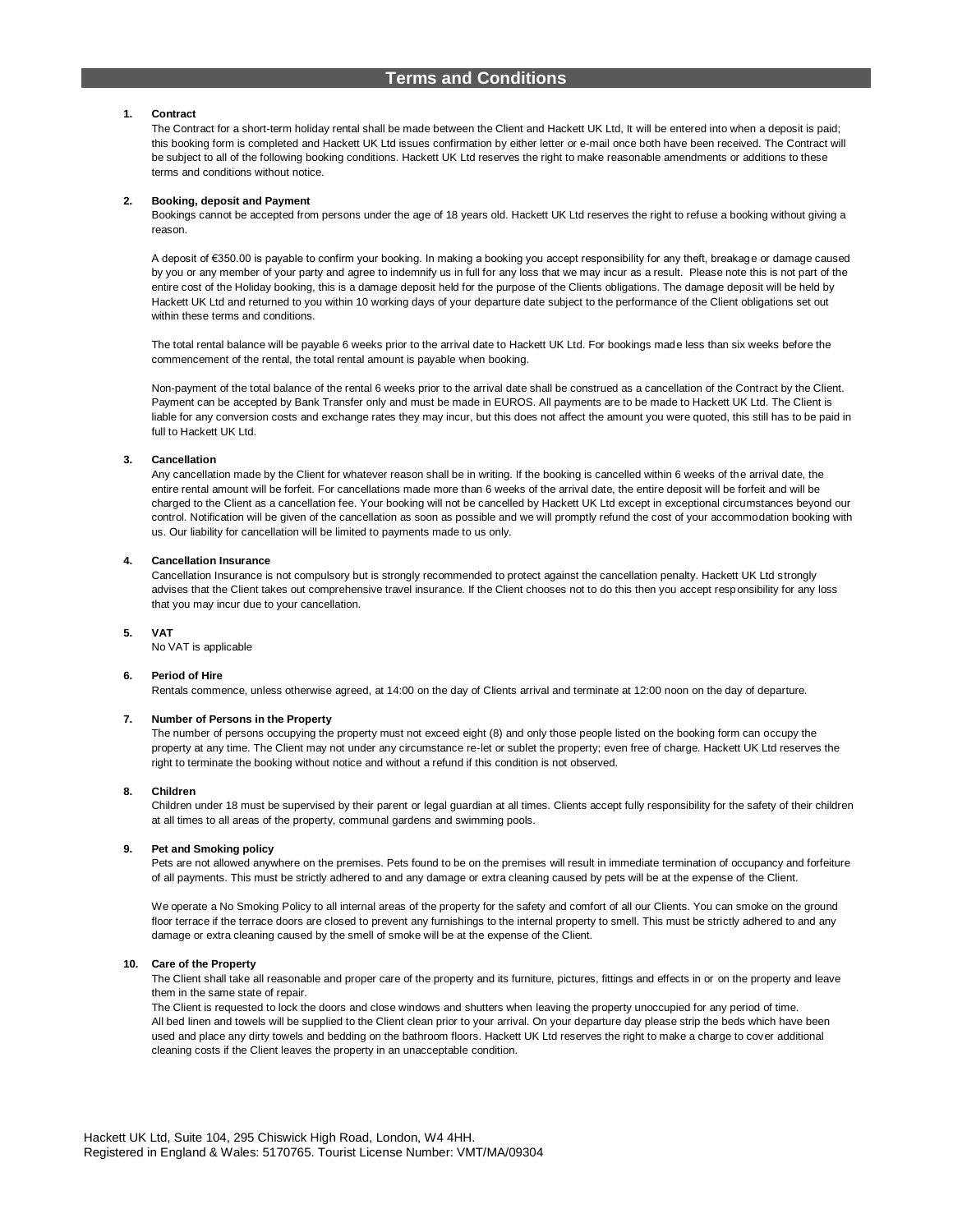# Terms and Conditions

**1. Contract**

The Contract for a short-term holiday rental shall be made between the Client and Hackett UK Ltd, It will be entered into when a deposit is paid; this booking form is completed and Hackett UK Ltd issues confirmation by either letter or e-mail once both have been received. The Contract will be subject to all of the following booking conditions. Hackett UK Ltd reserves the right to make reasonable amendments or additions to these terms and conditions without notice.

**2. Booking, deposit and Payment**

Bookings cannot be accepted from persons under the age of 18 years old. Hackett UK Ltd reserves the right to refuse a booking without giving a reason.

A deposit of €350.00 is payable to confirm your booking. In making a booking you accept responsibility for any theft, breakage or damage caused by you or any member of your party and agree to indemnify us in full for any loss that we may incur as a result. Please note this is not part of the entire cost of the Holiday booking, this is a damage deposit held for the purpose of the Clients obligations. The damage deposit will be held by Hackett UK Ltd and returned to you within 10 working days of your departure date subject to the performance of the Client obligations set out within these terms and conditions.

The total rental balance will be payable 6 weeks prior to the arrival date to Hackett UK Ltd. For bookings made less than six weeks before the commencement of the rental, the total rental amount is payable when booking.

Non-payment of the total balance of the rental 6 weeks prior to the arrival date shall be construed as a cancellation of the Contract by the Client. Payment can be accepted by Bank Transfer only and must be made in EUROS. All payments are to be made to Hackett UK Ltd. The Client is liable for any conversion costs and exchange rates they may incur, but this does not affect the amount you were quoted, this still has to be paid in full to Hackett UK Ltd.

**3. Cancellation**

Any cancellation made by the Client for whatever reason shall be in writing. If the booking is cancelled within 6 weeks of the arrival date, the entire rental amount will be forfeit. For cancellations made more than 6 weeks of the arrival date, the entire deposit will be forfeit and will be charged to the Client as a cancellation fee. Your booking will not be cancelled by Hackett UK Ltd except in exceptional circumstances beyond our control. Notification will be given of the cancellation as soon as possible and we will promptly refund the cost of your accommodation booking with us. Our liability for cancellation will be limited to payments made to us only.

**4. Cancellation Insurance**

Cancellation Insurance is not compulsory but is strongly recommended to protect against the cancellation penalty. Hackett UK Ltd strongly advises that the Client takes out comprehensive travel insurance. If the Client chooses not to do this then you accept responsibility for any loss that you may incur due to your cancellation.

**5. VAT**

No VAT is applicable

**6. Period of Hire**

Rentals commence, unless otherwise agreed, at 14:00 on the day of Clients arrival and terminate at 12:00 noon on the day of departure.

**7. Number of Persons in the Property**

The number of persons occupying the property must not exceed eight (8) and only those people listed on the booking form can occupy the property at any time. The Client may not under any circumstance re-let or sublet the property; even free of charge. Hackett UK Ltd reserves the right to terminate the booking without notice and without a refund if this condition is not observed.

**8. Children**

Children under 18 must be supervised by their parent or legal guardian at all times. Clients accept fully responsibility for the safety of their children at all times to all areas of the property, communal gardens and swimming pools.

**9. Pet and Smoking policy**

Pets are not allowed anywhere on the premises. Pets found to be on the premises will result in immediate termination of occupancy and forfeiture of all payments. This must be strictly adhered to and any damage or extra cleaning caused by pets will be at the expense of the Client.

We operate a No Smoking Policy to all internal areas of the property for the safety and comfort of all our Clients. You can smoke on the ground floor terrace if the terrace doors are closed to prevent any furnishings to the internal property to smell. This must be strictly adhered to and any damage or extra cleaning caused by the smell of smoke will be at the expense of the Client.

**10. Care of the Property**

The Client shall take all reasonable and proper care of the property and its furniture, pictures, fittings and effects in or on the property and leave them in the same state of repair.
The Client is requested to lock the doors and close windows and shutters when leaving the property unoccupied for any period of time.
All bed linen and towels will be supplied to the Client clean prior to your arrival. On your departure day please strip the beds which have been used and place any dirty towels and bedding on the bathroom floors. Hackett UK Ltd reserves the right to make a charge to cover additional cleaning costs if the Client leaves the property in an unacceptable condition.

Hackett UK Ltd, Suite 104, 295 Chiswick High Road, London, W4 4HH.
Registered in England & Wales: 5170765. Tourist License Number: VMT/MA/09304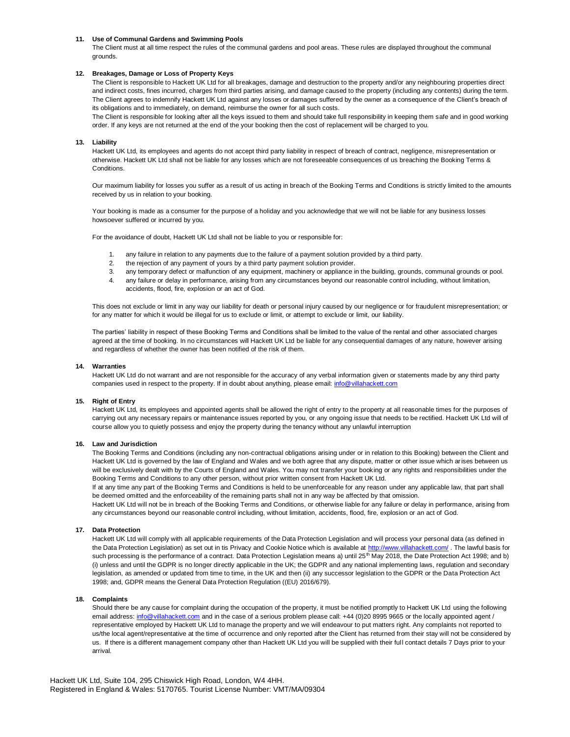**11. Use of Communal Gardens and Swimming Pools**

The Client must at all time respect the rules of the communal gardens and pool areas. These rules are displayed throughout the communal grounds.

**12. Breakages, Damage or Loss of Property Keys**

The Client is responsible to Hackett UK Ltd for all breakages, damage and destruction to the property and/or any neighbouring properties direct and indirect costs, fines incurred, charges from third parties arising, and damage caused to the property (including any contents) during the term. The Client agrees to indemnify Hackett UK Ltd against any losses or damages suffered by the owner as a consequence of the Client's breach of its obligations and to immediately, on demand, reimburse the owner for all such costs.

The Client is responsible for looking after all the keys issued to them and should take full responsibility in keeping them safe and in good working order. If any keys are not returned at the end of the your booking then the cost of replacement will be charged to you.

**13. Liability**

Hackett UK Ltd, its employees and agents do not accept third party liability in respect of breach of contract, negligence, misrepresentation or otherwise. Hackett UK Ltd shall not be liable for any losses which are not foreseeable consequences of us breaching the Booking Terms & Conditions.

Our maximum liability for losses you suffer as a result of us acting in breach of the Booking Terms and Conditions is strictly limited to the amounts received by us in relation to your booking.

Your booking is made as a consumer for the purpose of a holiday and you acknowledge that we will not be liable for any business losses howsoever suffered or incurred by you.

For the avoidance of doubt, Hackett UK Ltd shall not be liable to you or responsible for:

1. any failure in relation to any payments due to the failure of a payment solution provided by a third party.
2. the rejection of any payment of yours by a third party payment solution provider.
3. any temporary defect or malfunction of any equipment, machinery or appliance in the building, grounds, communal grounds or pool.
4. any failure or delay in performance, arising from any circumstances beyond our reasonable control including, without limitation, accidents, flood, fire, explosion or an act of God.

This does not exclude or limit in any way our liability for death or personal injury caused by our negligence or for fraudulent misrepresentation; or for any matter for which it would be illegal for us to exclude or limit, or attempt to exclude or limit, our liability.

The parties' liability in respect of these Booking Terms and Conditions shall be limited to the value of the rental and other associated charges agreed at the time of booking. In no circumstances will Hackett UK Ltd be liable for any consequential damages of any nature, however arising and regardless of whether the owner has been notified of the risk of them.

**14. Warranties**

Hackett UK Ltd do not warrant and are not responsible for the accuracy of any verbal information given or statements made by any third party companies used in respect to the property. If in doubt about anything, please email: info@villahackett.com

**15. Right of Entry**

Hackett UK Ltd, its employees and appointed agents shall be allowed the right of entry to the property at all reasonable times for the purposes of carrying out any necessary repairs or maintenance issues reported by you, or any ongoing issue that needs to be rectified. Hackett UK Ltd will of course allow you to quietly possess and enjoy the property during the tenancy without any unlawful interruption

**16. Law and Jurisdiction**

The Booking Terms and Conditions (including any non-contractual obligations arising under or in relation to this Booking) between the Client and Hackett UK Ltd is governed by the law of England and Wales and we both agree that any dispute, matter or other issue which arises between us will be exclusively dealt with by the Courts of England and Wales. You may not transfer your booking or any rights and responsibilities under the Booking Terms and Conditions to any other person, without prior written consent from Hackett UK Ltd.

If at any time any part of the Booking Terms and Conditions is held to be unenforceable for any reason under any applicable law, that part shall be deemed omitted and the enforceability of the remaining parts shall not in any way be affected by that omission.

Hackett UK Ltd will not be in breach of the Booking Terms and Conditions, or otherwise liable for any failure or delay in performance, arising from any circumstances beyond our reasonable control including, without limitation, accidents, flood, fire, explosion or an act of God.

**17. Data Protection**

Hackett UK Ltd will comply with all applicable requirements of the Data Protection Legislation and will process your personal data (as defined in the Data Protection Legislation) as set out in tis Privacy and Cookie Notice which is available at http://www.villahackett.com/ . The lawful basis for such processing is the performance of a contract. Data Protection Legislation means a) until 25th May 2018, the Date Protection Act 1998; and b) (i) unless and until the GDPR is no longer directly applicable in the UK; the GDPR and any national implementing laws, regulation and secondary legislation, as amended or updated from time to time, in the UK and then (ii) any successor legislation to the GDPR or the Data Protection Act 1998; and, GDPR means the General Data Protection Regulation ((EU) 2016/679).

**18. Complaints**

Should there be any cause for complaint during the occupation of the property, it must be notified promptly to Hackett UK Ltd using the following email address: info@villahackett.com and in the case of a serious problem please call: +44 (0)20 8995 9665 or the locally appointed agent / representative employed by Hackett UK Ltd to manage the property and we will endeavour to put matters right. Any complaints not reported to us/the local agent/representative at the time of occurrence and only reported after the Client has returned from their stay will not be considered by us. If there is a different management company other than Hackett UK Ltd you will be supplied with their full contact details 7 Days prior to your arrival.

Hackett UK Ltd, Suite 104, 295 Chiswick High Road, London, W4 4HH.
Registered in England & Wales: 5170765. Tourist License Number: VMT/MA/09304